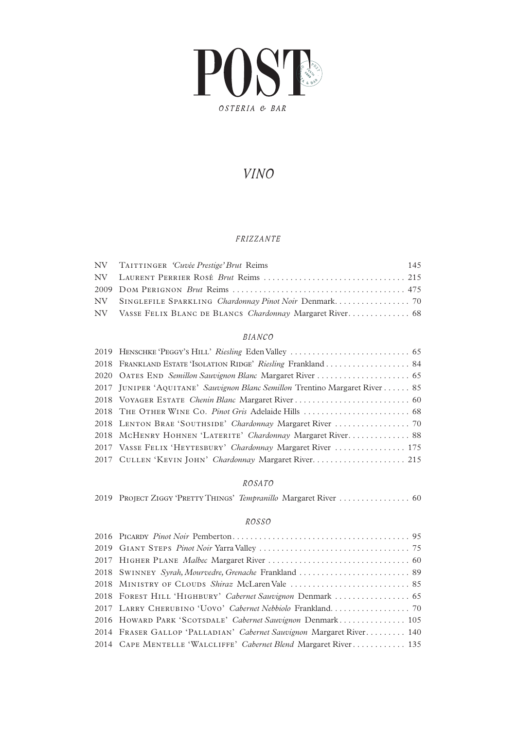# POST

OSTERIA & BAR

## *VINO*

### *FRIZZANTE*

| | | |
|---|---|---|
| NV | Taittinger *'Cuvée Prestige' Brut* Reims | 145 |
| NV | Laurent Perrier Rosé *Brut* Reims | 215 |
| 2009 | Dom Perignon *Brut* Reims | 475 |
| NV | Singlefile Sparkling *Chardonnay Pinot Noir* Denmark | 70 |
| NV | Vasse Felix Blanc de Blancs *Chardonnay* Margaret River | 68 |

### *BIANCO*

| | | |
|---|---|---|
| 2019 | Henschke 'Peggy's Hill' *Riesling* Eden Valley | 65 |
| 2018 | Frankland Estate 'Isolation Ridge' *Riesling* Frankland | 84 |
| 2020 | Oates End *Semillon Sauvignon Blanc* Margaret River | 65 |
| 2017 | Juniper 'Aquitane' *Sauvignon Blanc Semillon* Trentino Margaret River | 85 |
| 2018 | Voyager Estate *Chenin Blanc* Margaret River | 60 |
| 2018 | The Other Wine Co. *Pinot Gris* Adelaide Hills | 68 |
| 2018 | Lenton Brae 'Southside' *Chardonnay* Margaret River | 70 |
| 2018 | McHenry Hohnen 'Laterite' *Chardonnay* Margaret River | 88 |
| 2017 | Vasse Felix 'Heytesbury' *Chardonnay* Margaret River | 175 |
| 2017 | Cullen 'Kevin John' *Chardonnay* Margaret River | 215 |

### *ROSATO*

| | | |
|---|---|---|
| 2019 | Project Ziggy 'Pretty Things' *Tempranillo* Margaret River | 60 |

### *ROSSO*

| | | |
|---|---|---|
| 2016 | Picardy *Pinot Noir* Pemberton | 95 |
| 2019 | Giant Steps *Pinot Noir* Yarra Valley | 75 |
| 2017 | Higher Plane *Malbec* Margaret River | 60 |
| 2018 | Swinney *Syrah, Mourvedre, Grenache* Frankland | 89 |
| 2018 | Ministry of Clouds *Shiraz* McLaren Vale | 85 |
| 2018 | Forest Hill 'Highbury' *Cabernet Sauvignon* Denmark | 65 |
| 2017 | Larry Cherubino 'Uovo' *Cabernet Nebbiolo* Frankland | 70 |
| 2016 | Howard Park 'Scotsdale' *Cabernet Sauvignon* Denmark | 105 |
| 2014 | Fraser Gallop 'Palladian' *Cabernet Sauvignon* Margaret River | 140 |
| 2014 | Cape Mentelle 'Walcliffe' *Cabernet Blend* Margaret River | 135 |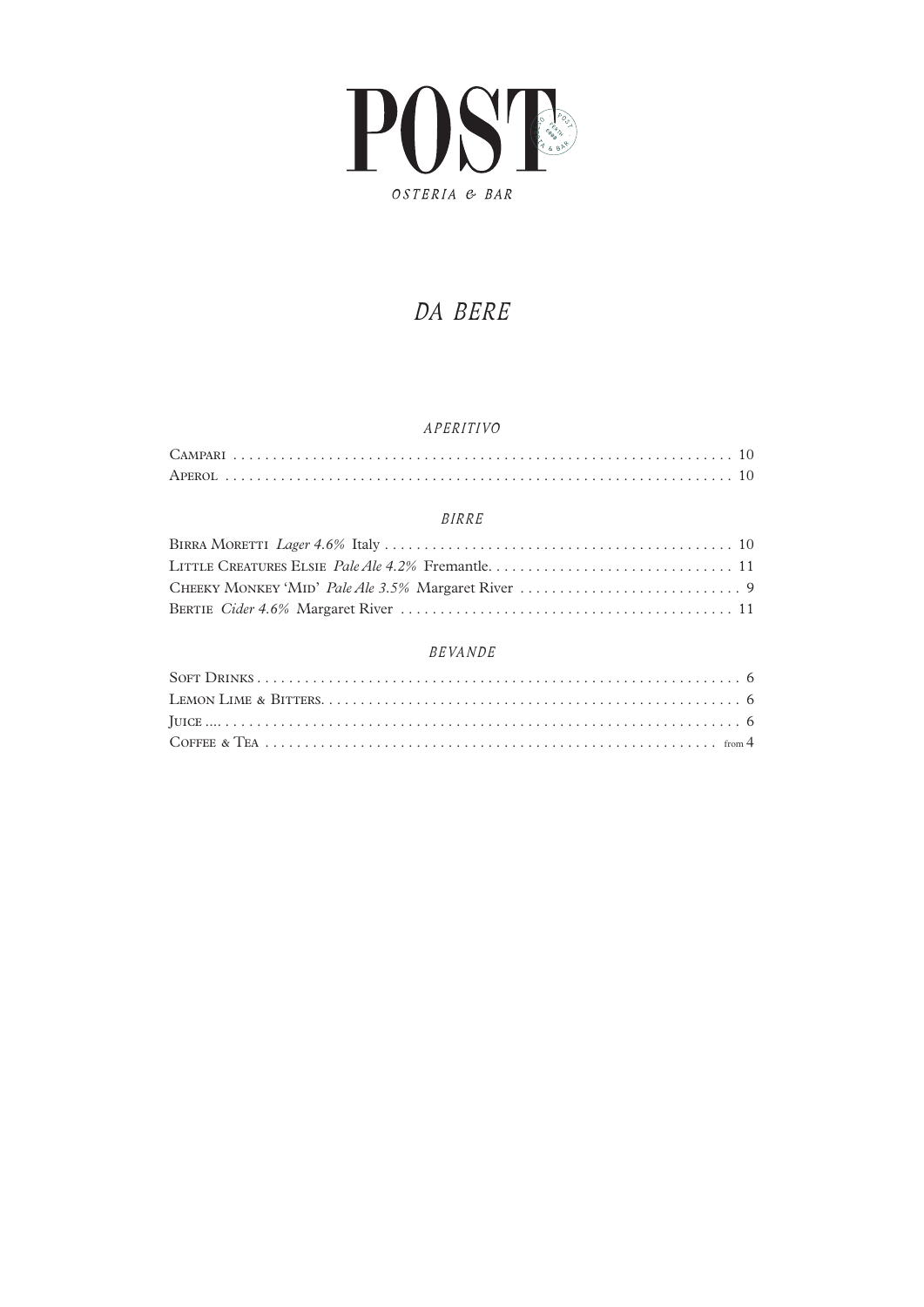# POST

*OSTERIA & BAR*

## *DA BERE*

### *APERITIVO*

Campari .......... 10
Aperol .......... 10

### *BIRRE*

Birra Moretti *Lager 4.6%* Italy .......... 10
Little Creatures Elsie *Pale Ale 4.2%* Fremantle. .......... 11
Cheeky Monkey 'Mid' *Pale Ale 3.5%* Margaret River .......... 9
Bertie *Cider 4.6%* Margaret River .......... 11

### *BEVANDE*

Soft Drinks .......... 6
Lemon Lime & Bitters. .......... 6
Juice .......... 6
Coffee & Tea .......... from 4